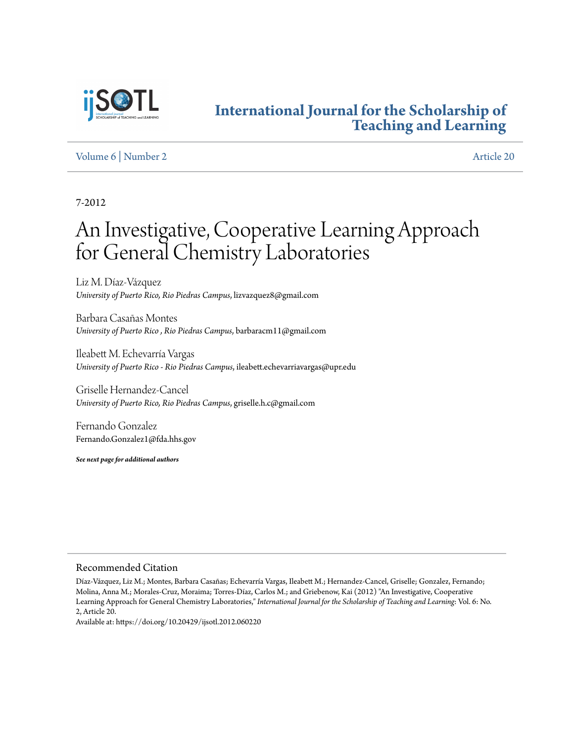# International Journal for the Scholarship of Teaching and Learning

Volume 6 | Number 2 Article 20

7-2012

# An Investigative, Cooperative Learning Approach for General Chemistry Laboratories

Liz M. Díaz-Vázquez
*University of Puerto Rico, Rio Piedras Campus*, lizvazquez8@gmail.com

Barbara Casañas Montes
*University of Puerto Rico , Rio Piedras Campus*, barbaracm11@gmail.com

Ileabett M. Echevarría Vargas
*University of Puerto Rico - Rio Piedras Campus*, ileabett.echevarriavargas@upr.edu

Griselle Hernandez-Cancel
*University of Puerto Rico, Rio Piedras Campus*, griselle.h.c@gmail.com

Fernando Gonzalez
Fernando.Gonzalez1@fda.hhs.gov

***See next page for additional authors***

## Recommended Citation

Díaz-Vázquez, Liz M.; Montes, Barbara Casañas; Echevarría Vargas, Ileabett M.; Hernandez-Cancel, Griselle; Gonzalez, Fernando; Molina, Anna M.; Morales-Cruz, Moraima; Torres-Díaz, Carlos M.; and Griebenow, Kai (2012) "An Investigative, Cooperative Learning Approach for General Chemistry Laboratories," *International Journal for the Scholarship of Teaching and Learning*: Vol. 6: No. 2, Article 20.
Available at: https://doi.org/10.20429/ijsotl.2012.060220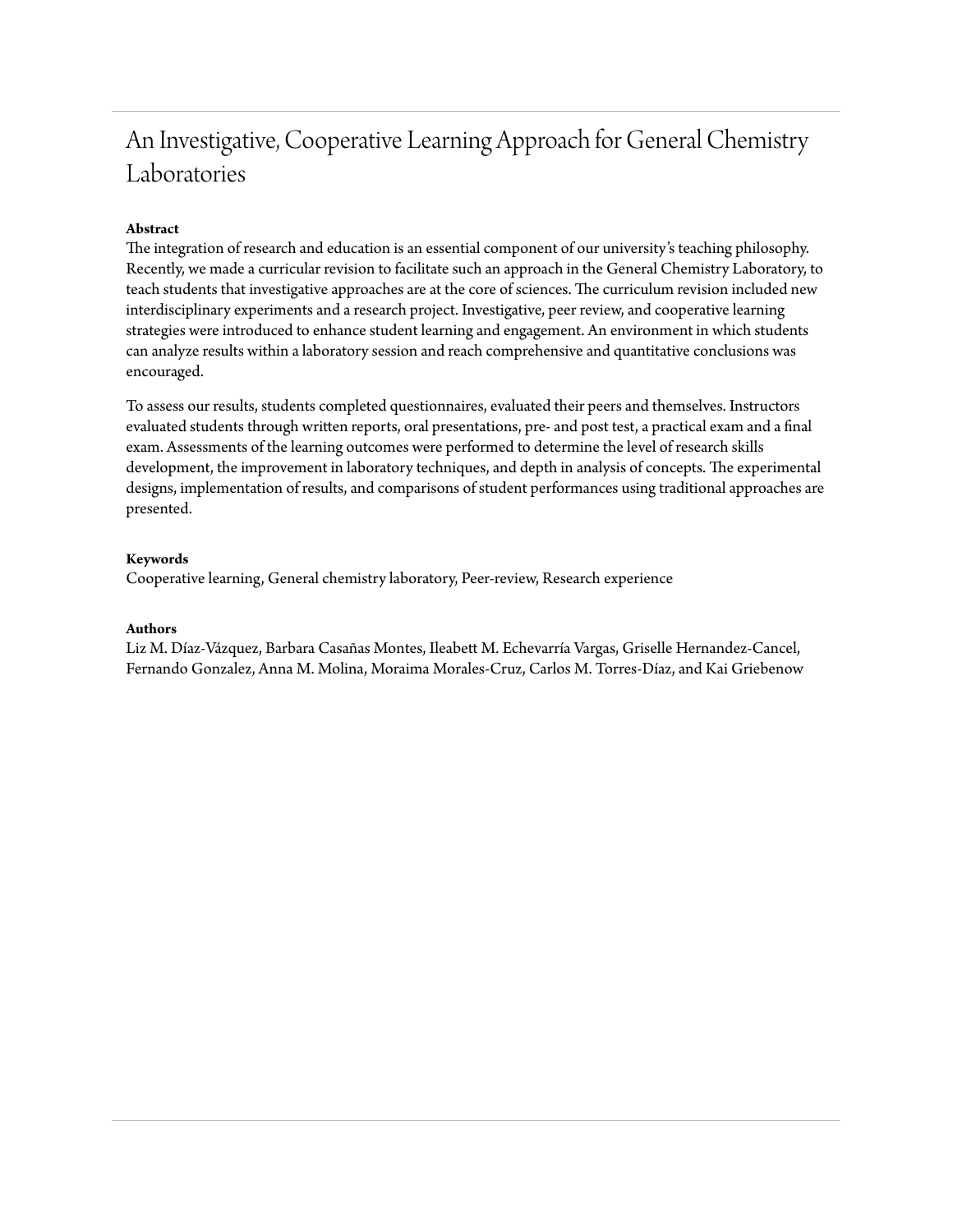# An Investigative, Cooperative Learning Approach for General Chemistry Laboratories

**Abstract**

The integration of research and education is an essential component of our university's teaching philosophy. Recently, we made a curricular revision to facilitate such an approach in the General Chemistry Laboratory, to teach students that investigative approaches are at the core of sciences. The curriculum revision included new interdisciplinary experiments and a research project. Investigative, peer review, and cooperative learning strategies were introduced to enhance student learning and engagement. An environment in which students can analyze results within a laboratory session and reach comprehensive and quantitative conclusions was encouraged.

To assess our results, students completed questionnaires, evaluated their peers and themselves. Instructors evaluated students through written reports, oral presentations, pre- and post test, a practical exam and a final exam. Assessments of the learning outcomes were performed to determine the level of research skills development, the improvement in laboratory techniques, and depth in analysis of concepts. The experimental designs, implementation of results, and comparisons of student performances using traditional approaches are presented.

**Keywords**

Cooperative learning, General chemistry laboratory, Peer-review, Research experience

**Authors**

Liz M. Díaz-Vázquez, Barbara Casañas Montes, Ileabett M. Echevarría Vargas, Griselle Hernandez-Cancel, Fernando Gonzalez, Anna M. Molina, Moraima Morales-Cruz, Carlos M. Torres-Díaz, and Kai Griebenow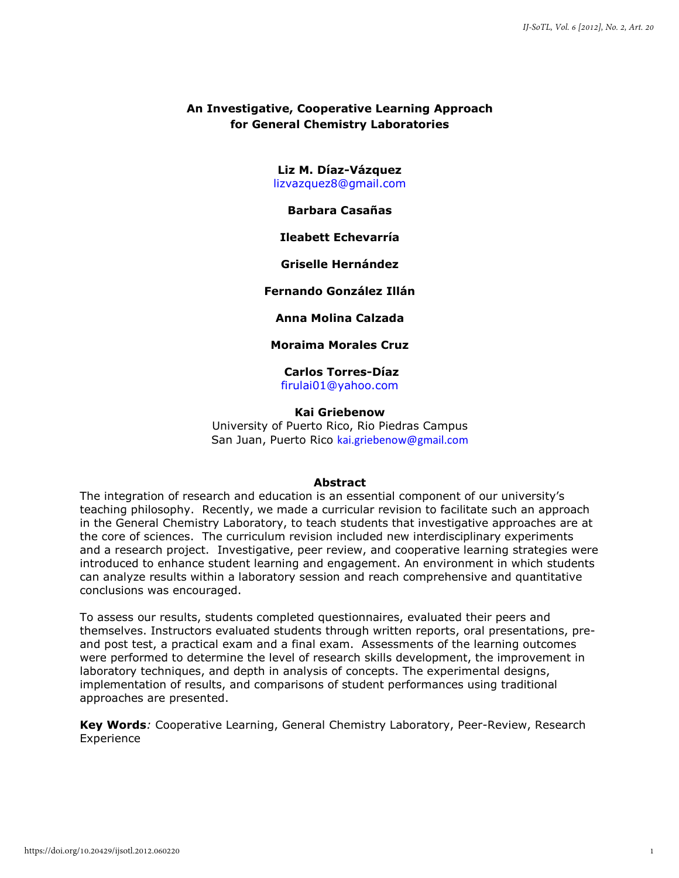# An Investigative, Cooperative Learning Approach for General Chemistry Laboratories

**Liz M. Díaz-Vázquez**
lizvazquez8@gmail.com

**Barbara Casañas**

**Ileabett Echevarría**

**Griselle Hernández**

**Fernando González Illán**

**Anna Molina Calzada**

**Moraima Morales Cruz**

**Carlos Torres-Díaz**
firulai01@yahoo.com

**Kai Griebenow**
University of Puerto Rico, Rio Piedras Campus
San Juan, Puerto Rico kai.griebenow@gmail.com

## Abstract

The integration of research and education is an essential component of our university's teaching philosophy. Recently, we made a curricular revision to facilitate such an approach in the General Chemistry Laboratory, to teach students that investigative approaches are at the core of sciences. The curriculum revision included new interdisciplinary experiments and a research project. Investigative, peer review, and cooperative learning strategies were introduced to enhance student learning and engagement. An environment in which students can analyze results within a laboratory session and reach comprehensive and quantitative conclusions was encouraged.

To assess our results, students completed questionnaires, evaluated their peers and themselves. Instructors evaluated students through written reports, oral presentations, pre- and post test, a practical exam and a final exam. Assessments of the learning outcomes were performed to determine the level of research skills development, the improvement in laboratory techniques, and depth in analysis of concepts. The experimental designs, implementation of results, and comparisons of student performances using traditional approaches are presented.

**Key Words**: Cooperative Learning, General Chemistry Laboratory, Peer-Review, Research Experience

https://doi.org/10.20429/ijsotl.2012.060220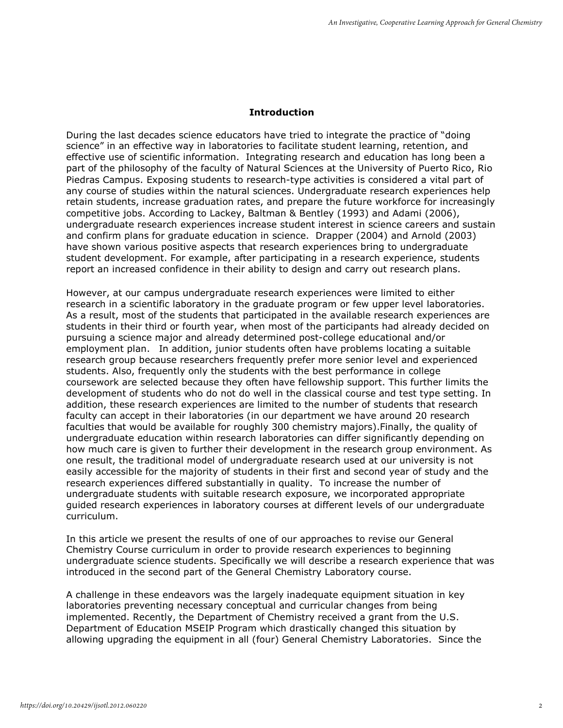## Introduction

During the last decades science educators have tried to integrate the practice of "doing science" in an effective way in laboratories to facilitate student learning, retention, and effective use of scientific information. Integrating research and education has long been a part of the philosophy of the faculty of Natural Sciences at the University of Puerto Rico, Rio Piedras Campus. Exposing students to research-type activities is considered a vital part of any course of studies within the natural sciences. Undergraduate research experiences help retain students, increase graduation rates, and prepare the future workforce for increasingly competitive jobs. According to Lackey, Baltman & Bentley (1993) and Adami (2006), undergraduate research experiences increase student interest in science careers and sustain and confirm plans for graduate education in science. Drapper (2004) and Arnold (2003) have shown various positive aspects that research experiences bring to undergraduate student development. For example, after participating in a research experience, students report an increased confidence in their ability to design and carry out research plans.

However, at our campus undergraduate research experiences were limited to either research in a scientific laboratory in the graduate program or few upper level laboratories. As a result, most of the students that participated in the available research experiences are students in their third or fourth year, when most of the participants had already decided on pursuing a science major and already determined post-college educational and/or employment plan. In addition, junior students often have problems locating a suitable research group because researchers frequently prefer more senior level and experienced students. Also, frequently only the students with the best performance in college coursework are selected because they often have fellowship support. This further limits the development of students who do not do well in the classical course and test type setting. In addition, these research experiences are limited to the number of students that research faculty can accept in their laboratories (in our department we have around 20 research faculties that would be available for roughly 300 chemistry majors).Finally, the quality of undergraduate education within research laboratories can differ significantly depending on how much care is given to further their development in the research group environment. As one result, the traditional model of undergraduate research used at our university is not easily accessible for the majority of students in their first and second year of study and the research experiences differed substantially in quality. To increase the number of undergraduate students with suitable research exposure, we incorporated appropriate guided research experiences in laboratory courses at different levels of our undergraduate curriculum.

In this article we present the results of one of our approaches to revise our General Chemistry Course curriculum in order to provide research experiences to beginning undergraduate science students. Specifically we will describe a research experience that was introduced in the second part of the General Chemistry Laboratory course.

A challenge in these endeavors was the largely inadequate equipment situation in key laboratories preventing necessary conceptual and curricular changes from being implemented. Recently, the Department of Chemistry received a grant from the U.S. Department of Education MSEIP Program which drastically changed this situation by allowing upgrading the equipment in all (four) General Chemistry Laboratories. Since the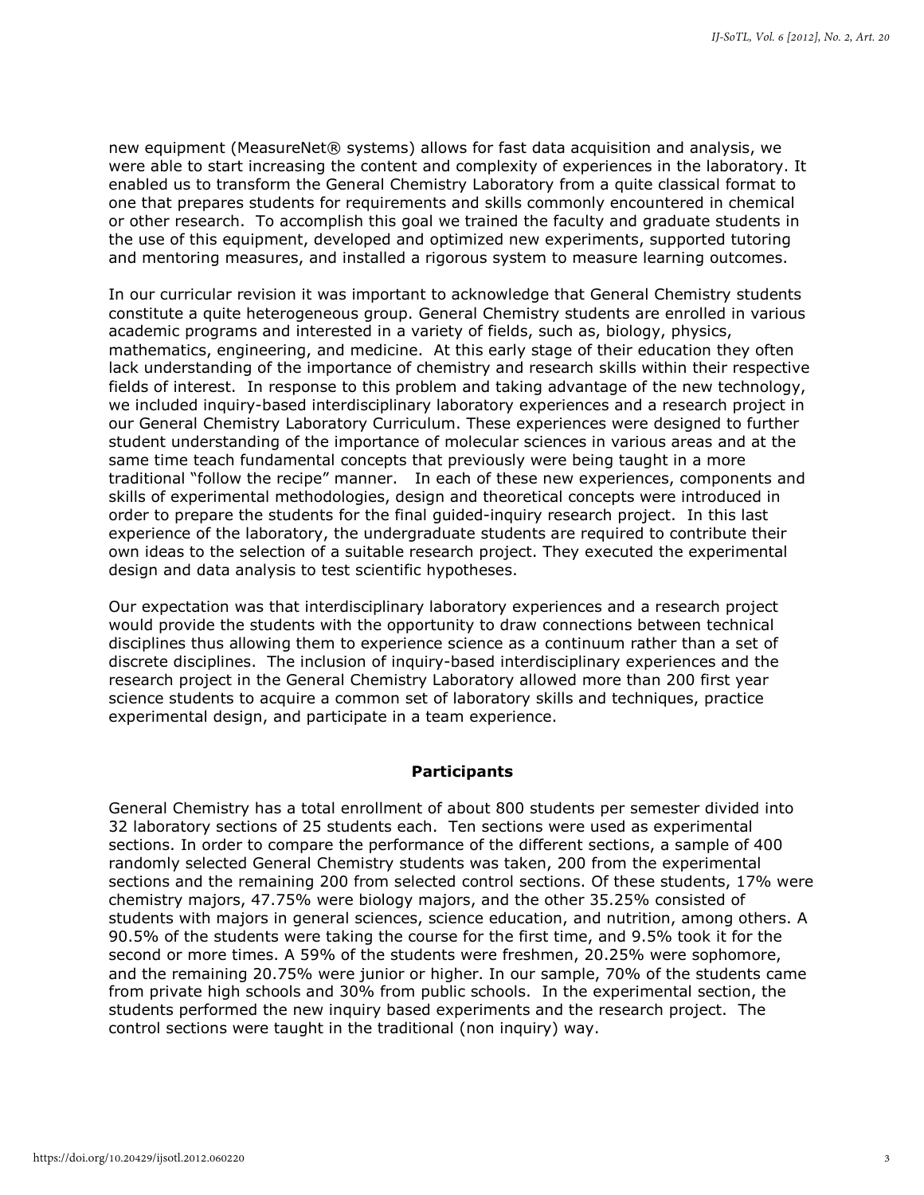new equipment (MeasureNet® systems) allows for fast data acquisition and analysis, we were able to start increasing the content and complexity of experiences in the laboratory. It enabled us to transform the General Chemistry Laboratory from a quite classical format to one that prepares students for requirements and skills commonly encountered in chemical or other research. To accomplish this goal we trained the faculty and graduate students in the use of this equipment, developed and optimized new experiments, supported tutoring and mentoring measures, and installed a rigorous system to measure learning outcomes.

In our curricular revision it was important to acknowledge that General Chemistry students constitute a quite heterogeneous group. General Chemistry students are enrolled in various academic programs and interested in a variety of fields, such as, biology, physics, mathematics, engineering, and medicine. At this early stage of their education they often lack understanding of the importance of chemistry and research skills within their respective fields of interest. In response to this problem and taking advantage of the new technology, we included inquiry-based interdisciplinary laboratory experiences and a research project in our General Chemistry Laboratory Curriculum. These experiences were designed to further student understanding of the importance of molecular sciences in various areas and at the same time teach fundamental concepts that previously were being taught in a more traditional "follow the recipe" manner. In each of these new experiences, components and skills of experimental methodologies, design and theoretical concepts were introduced in order to prepare the students for the final guided-inquiry research project. In this last experience of the laboratory, the undergraduate students are required to contribute their own ideas to the selection of a suitable research project. They executed the experimental design and data analysis to test scientific hypotheses.

Our expectation was that interdisciplinary laboratory experiences and a research project would provide the students with the opportunity to draw connections between technical disciplines thus allowing them to experience science as a continuum rather than a set of discrete disciplines. The inclusion of inquiry-based interdisciplinary experiences and the research project in the General Chemistry Laboratory allowed more than 200 first year science students to acquire a common set of laboratory skills and techniques, practice experimental design, and participate in a team experience.

## Participants

General Chemistry has a total enrollment of about 800 students per semester divided into 32 laboratory sections of 25 students each. Ten sections were used as experimental sections. In order to compare the performance of the different sections, a sample of 400 randomly selected General Chemistry students was taken, 200 from the experimental sections and the remaining 200 from selected control sections. Of these students, 17% were chemistry majors, 47.75% were biology majors, and the other 35.25% consisted of students with majors in general sciences, science education, and nutrition, among others. A 90.5% of the students were taking the course for the first time, and 9.5% took it for the second or more times. A 59% of the students were freshmen, 20.25% were sophomore, and the remaining 20.75% were junior or higher. In our sample, 70% of the students came from private high schools and 30% from public schools. In the experimental section, the students performed the new inquiry based experiments and the research project. The control sections were taught in the traditional (non inquiry) way.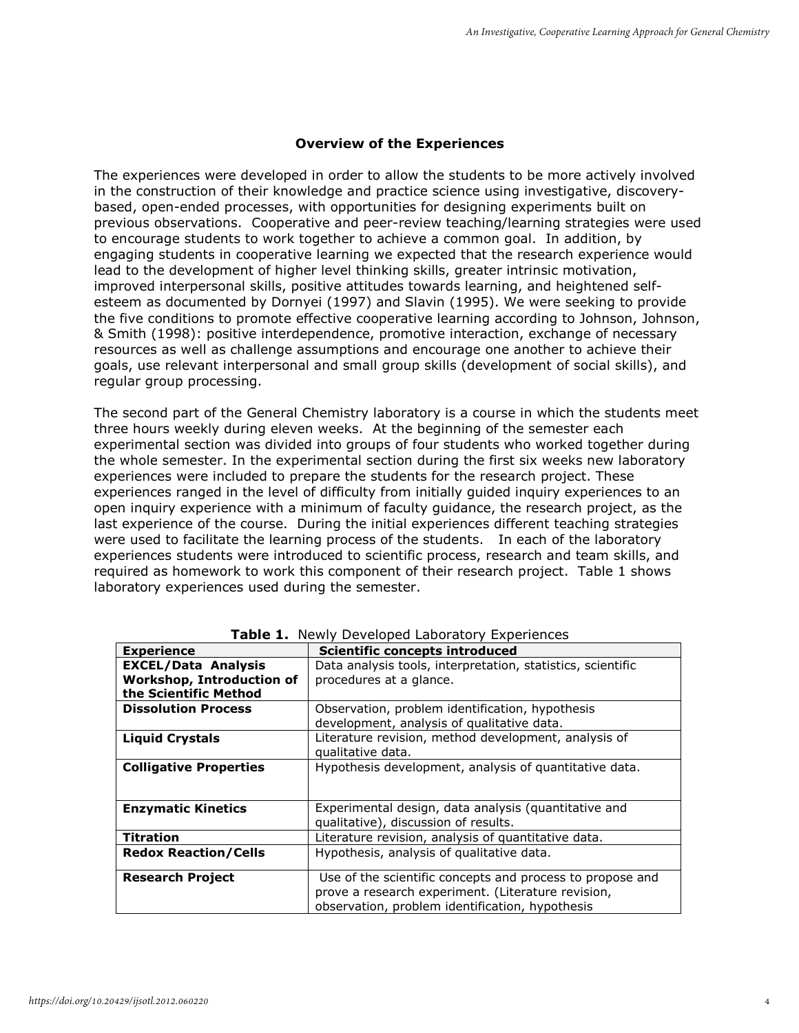## Overview of the Experiences

The experiences were developed in order to allow the students to be more actively involved in the construction of their knowledge and practice science using investigative, discovery-based, open-ended processes, with opportunities for designing experiments built on previous observations. Cooperative and peer-review teaching/learning strategies were used to encourage students to work together to achieve a common goal. In addition, by engaging students in cooperative learning we expected that the research experience would lead to the development of higher level thinking skills, greater intrinsic motivation, improved interpersonal skills, positive attitudes towards learning, and heightened self-esteem as documented by Dornyei (1997) and Slavin (1995). We were seeking to provide the five conditions to promote effective cooperative learning according to Johnson, Johnson, & Smith (1998): positive interdependence, promotive interaction, exchange of necessary resources as well as challenge assumptions and encourage one another to achieve their goals, use relevant interpersonal and small group skills (development of social skills), and regular group processing.

The second part of the General Chemistry laboratory is a course in which the students meet three hours weekly during eleven weeks. At the beginning of the semester each experimental section was divided into groups of four students who worked together during the whole semester. In the experimental section during the first six weeks new laboratory experiences were included to prepare the students for the research project. These experiences ranged in the level of difficulty from initially guided inquiry experiences to an open inquiry experience with a minimum of faculty guidance, the research project, as the last experience of the course. During the initial experiences different teaching strategies were used to facilitate the learning process of the students. In each of the laboratory experiences students were introduced to scientific process, research and team skills, and required as homework to work this component of their research project. Table 1 shows laboratory experiences used during the semester.

**Table 1.** Newly Developed Laboratory Experiences

| Experience | Scientific concepts introduced |
|---|---|
| **EXCEL/Data Analysis Workshop, Introduction of the Scientific Method** | Data analysis tools, interpretation, statistics, scientific procedures at a glance. |
| **Dissolution Process** | Observation, problem identification, hypothesis development, analysis of qualitative data. |
| **Liquid Crystals** | Literature revision, method development, analysis of qualitative data. |
| **Colligative Properties** | Hypothesis development, analysis of quantitative data. |
| **Enzymatic Kinetics** | Experimental design, data analysis (quantitative and qualitative), discussion of results. |
| **Titration** | Literature revision, analysis of quantitative data. |
| **Redox Reaction/Cells** | Hypothesis, analysis of qualitative data. |
| **Research Project** | Use of the scientific concepts and process to propose and prove a research experiment. (Literature revision, observation, problem identification, hypothesis |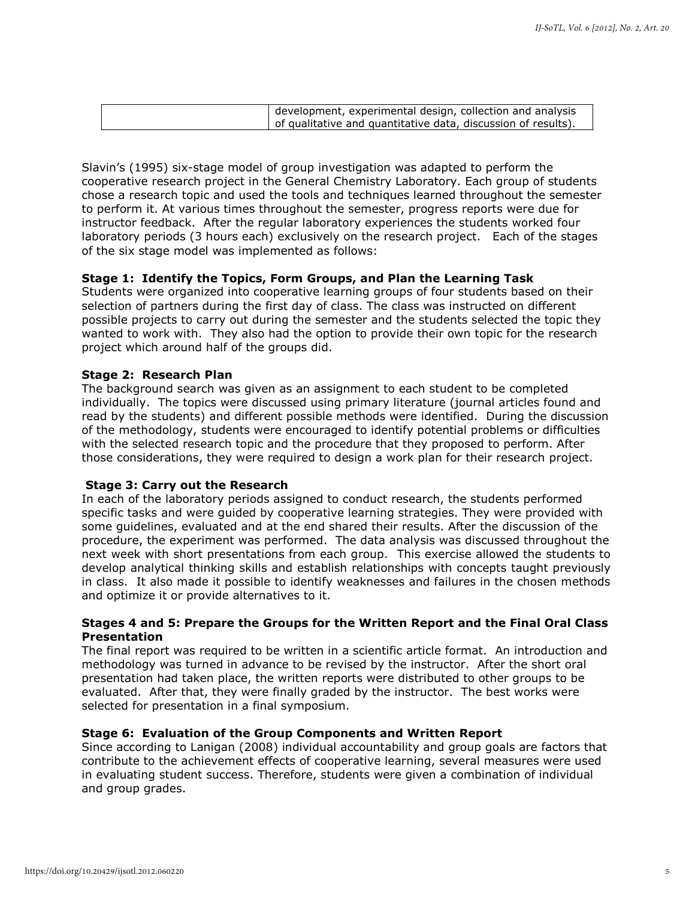| | development, experimental design, collection and analysis of qualitative and quantitative data, discussion of results). |
|---|---|

Slavin's (1995) six-stage model of group investigation was adapted to perform the cooperative research project in the General Chemistry Laboratory. Each group of students chose a research topic and used the tools and techniques learned throughout the semester to perform it. At various times throughout the semester, progress reports were due for instructor feedback. After the regular laboratory experiences the students worked four laboratory periods (3 hours each) exclusively on the research project. Each of the stages of the six stage model was implemented as follows:

**Stage 1: Identify the Topics, Form Groups, and Plan the Learning Task**

Students were organized into cooperative learning groups of four students based on their selection of partners during the first day of class. The class was instructed on different possible projects to carry out during the semester and the students selected the topic they wanted to work with. They also had the option to provide their own topic for the research project which around half of the groups did.

**Stage 2: Research Plan**

The background search was given as an assignment to each student to be completed individually. The topics were discussed using primary literature (journal articles found and read by the students) and different possible methods were identified. During the discussion of the methodology, students were encouraged to identify potential problems or difficulties with the selected research topic and the procedure that they proposed to perform. After those considerations, they were required to design a work plan for their research project.

**Stage 3: Carry out the Research**

In each of the laboratory periods assigned to conduct research, the students performed specific tasks and were guided by cooperative learning strategies. They were provided with some guidelines, evaluated and at the end shared their results. After the discussion of the procedure, the experiment was performed. The data analysis was discussed throughout the next week with short presentations from each group. This exercise allowed the students to develop analytical thinking skills and establish relationships with concepts taught previously in class. It also made it possible to identify weaknesses and failures in the chosen methods and optimize it or provide alternatives to it.

**Stages 4 and 5: Prepare the Groups for the Written Report and the Final Oral Class Presentation**

The final report was required to be written in a scientific article format. An introduction and methodology was turned in advance to be revised by the instructor. After the short oral presentation had taken place, the written reports were distributed to other groups to be evaluated. After that, they were finally graded by the instructor. The best works were selected for presentation in a final symposium.

**Stage 6: Evaluation of the Group Components and Written Report**

Since according to Lanigan (2008) individual accountability and group goals are factors that contribute to the achievement effects of cooperative learning, several measures were used in evaluating student success. Therefore, students were given a combination of individual and group grades.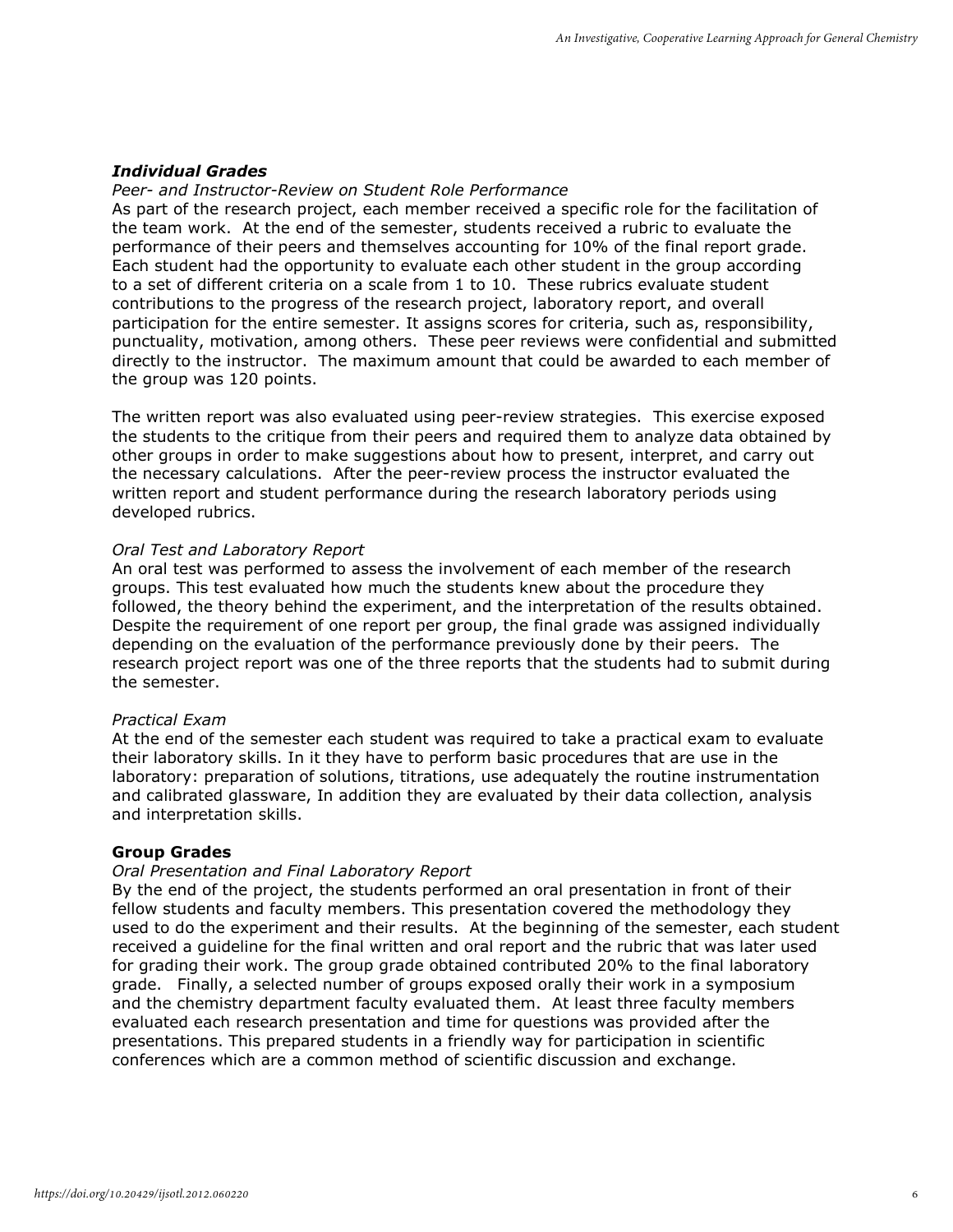### ***Individual Grades***

*Peer- and Instructor-Review on Student Role Performance*

As part of the research project, each member received a specific role for the facilitation of the team work. At the end of the semester, students received a rubric to evaluate the performance of their peers and themselves accounting for 10% of the final report grade. Each student had the opportunity to evaluate each other student in the group according to a set of different criteria on a scale from 1 to 10. These rubrics evaluate student contributions to the progress of the research project, laboratory report, and overall participation for the entire semester. It assigns scores for criteria, such as, responsibility, punctuality, motivation, among others. These peer reviews were confidential and submitted directly to the instructor. The maximum amount that could be awarded to each member of the group was 120 points.

The written report was also evaluated using peer-review strategies. This exercise exposed the students to the critique from their peers and required them to analyze data obtained by other groups in order to make suggestions about how to present, interpret, and carry out the necessary calculations. After the peer-review process the instructor evaluated the written report and student performance during the research laboratory periods using developed rubrics.

*Oral Test and Laboratory Report*

An oral test was performed to assess the involvement of each member of the research groups. This test evaluated how much the students knew about the procedure they followed, the theory behind the experiment, and the interpretation of the results obtained. Despite the requirement of one report per group, the final grade was assigned individually depending on the evaluation of the performance previously done by their peers. The research project report was one of the three reports that the students had to submit during the semester.

*Practical Exam*

At the end of the semester each student was required to take a practical exam to evaluate their laboratory skills. In it they have to perform basic procedures that are use in the laboratory: preparation of solutions, titrations, use adequately the routine instrumentation and calibrated glassware, In addition they are evaluated by their data collection, analysis and interpretation skills.

### **Group Grades**

*Oral Presentation and Final Laboratory Report*

By the end of the project, the students performed an oral presentation in front of their fellow students and faculty members. This presentation covered the methodology they used to do the experiment and their results. At the beginning of the semester, each student received a guideline for the final written and oral report and the rubric that was later used for grading their work. The group grade obtained contributed 20% to the final laboratory grade. Finally, a selected number of groups exposed orally their work in a symposium and the chemistry department faculty evaluated them. At least three faculty members evaluated each research presentation and time for questions was provided after the presentations. This prepared students in a friendly way for participation in scientific conferences which are a common method of scientific discussion and exchange.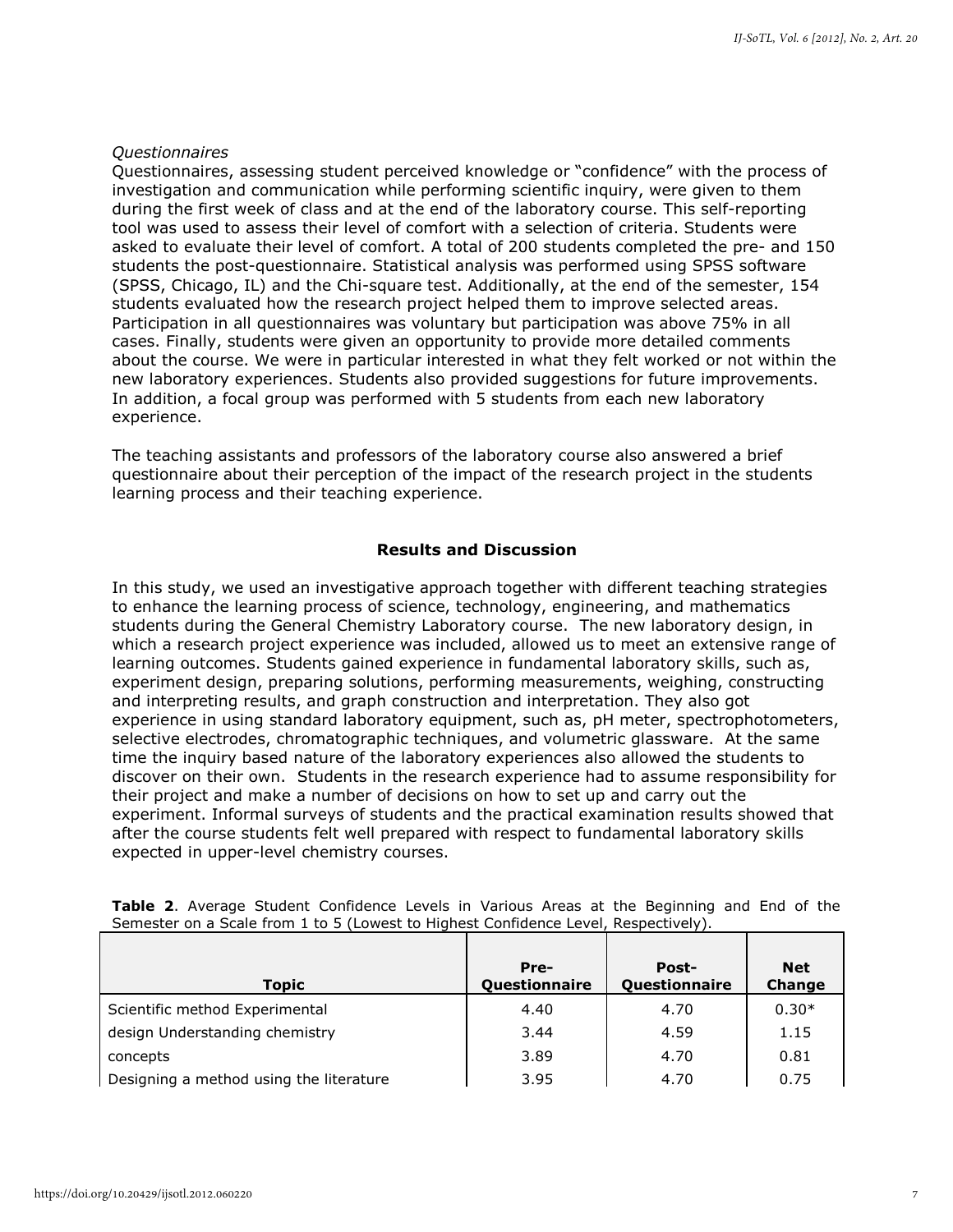*Questionnaires*

Questionnaires, assessing student perceived knowledge or "confidence" with the process of investigation and communication while performing scientific inquiry, were given to them during the first week of class and at the end of the laboratory course. This self-reporting tool was used to assess their level of comfort with a selection of criteria. Students were asked to evaluate their level of comfort. A total of 200 students completed the pre- and 150 students the post-questionnaire. Statistical analysis was performed using SPSS software (SPSS, Chicago, IL) and the Chi-square test. Additionally, at the end of the semester, 154 students evaluated how the research project helped them to improve selected areas. Participation in all questionnaires was voluntary but participation was above 75% in all cases. Finally, students were given an opportunity to provide more detailed comments about the course. We were in particular interested in what they felt worked or not within the new laboratory experiences. Students also provided suggestions for future improvements. In addition, a focal group was performed with 5 students from each new laboratory experience.

The teaching assistants and professors of the laboratory course also answered a brief questionnaire about their perception of the impact of the research project in the students learning process and their teaching experience.

## Results and Discussion

In this study, we used an investigative approach together with different teaching strategies to enhance the learning process of science, technology, engineering, and mathematics students during the General Chemistry Laboratory course. The new laboratory design, in which a research project experience was included, allowed us to meet an extensive range of learning outcomes. Students gained experience in fundamental laboratory skills, such as, experiment design, preparing solutions, performing measurements, weighing, constructing and interpreting results, and graph construction and interpretation. They also got experience in using standard laboratory equipment, such as, pH meter, spectrophotometers, selective electrodes, chromatographic techniques, and volumetric glassware. At the same time the inquiry based nature of the laboratory experiences also allowed the students to discover on their own. Students in the research experience had to assume responsibility for their project and make a number of decisions on how to set up and carry out the experiment. Informal surveys of students and the practical examination results showed that after the course students felt well prepared with respect to fundamental laboratory skills expected in upper-level chemistry courses.

**Table 2**. Average Student Confidence Levels in Various Areas at the Beginning and End of the Semester on a Scale from 1 to 5 (Lowest to Highest Confidence Level, Respectively).

| Topic | Pre-Questionnaire | Post-Questionnaire | Net Change |
|---|---|---|---|
| Scientific method Experimental | 4.40 | 4.70 | 0.30* |
| design Understanding chemistry | 3.44 | 4.59 | 1.15 |
| concepts | 3.89 | 4.70 | 0.81 |
| Designing a method using the literature | 3.95 | 4.70 | 0.75 |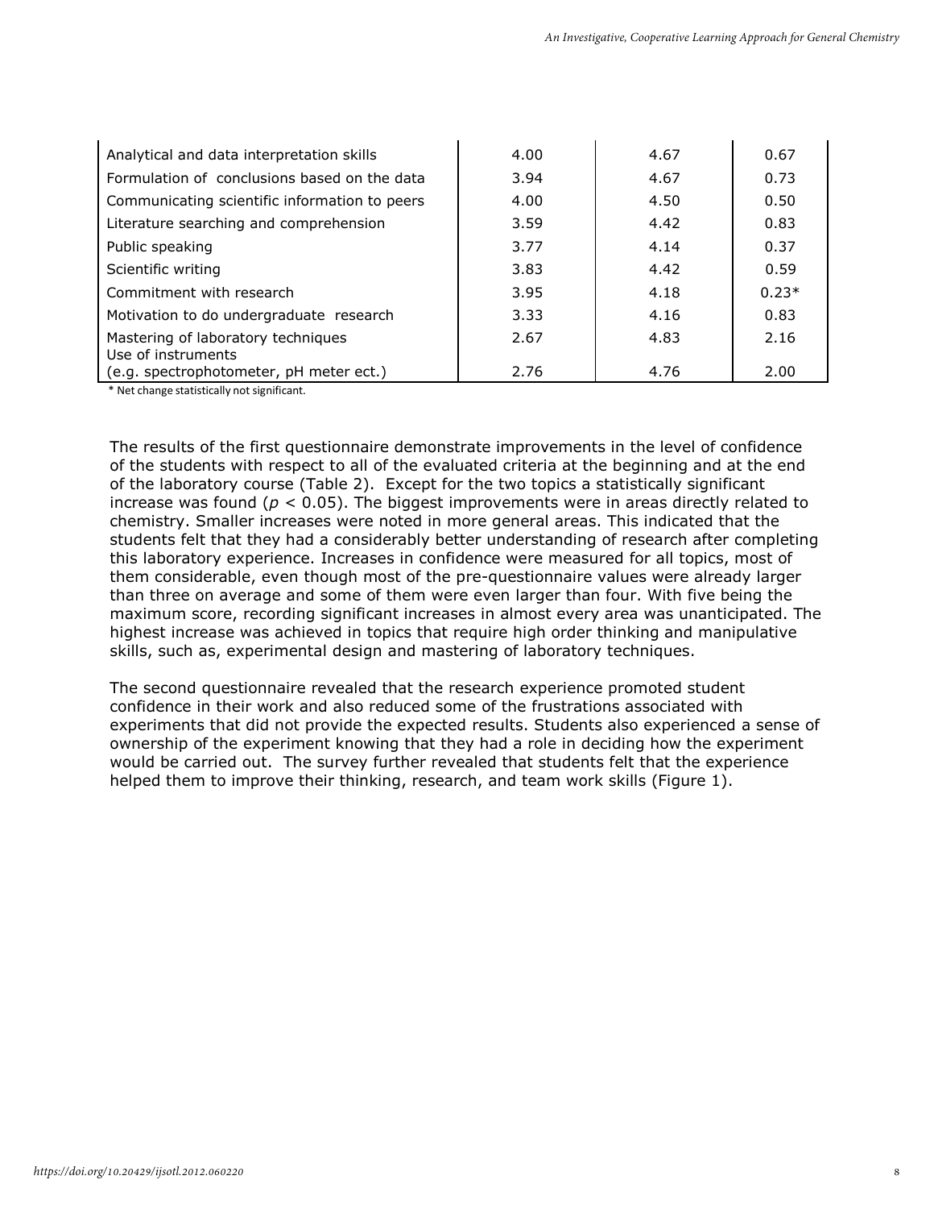| | | | |
|---|---|---|---|
| Analytical and data interpretation skills | 4.00 | 4.67 | 0.67 |
| Formulation of conclusions based on the data | 3.94 | 4.67 | 0.73 |
| Communicating scientific information to peers | 4.00 | 4.50 | 0.50 |
| Literature searching and comprehension | 3.59 | 4.42 | 0.83 |
| Public speaking | 3.77 | 4.14 | 0.37 |
| Scientific writing | 3.83 | 4.42 | 0.59 |
| Commitment with research | 3.95 | 4.18 | 0.23* |
| Motivation to do undergraduate research | 3.33 | 4.16 | 0.83 |
| Mastering of laboratory techniques | 2.67 | 4.83 | 2.16 |
| Use of instruments (e.g. spectrophotometer, pH meter ect.) | 2.76 | 4.76 | 2.00 |

* Net change statistically not significant.

The results of the first questionnaire demonstrate improvements in the level of confidence of the students with respect to all of the evaluated criteria at the beginning and at the end of the laboratory course (Table 2). Except for the two topics a statistically significant increase was found ($p < 0.05$). The biggest improvements were in areas directly related to chemistry. Smaller increases were noted in more general areas. This indicated that the students felt that they had a considerably better understanding of research after completing this laboratory experience. Increases in confidence were measured for all topics, most of them considerable, even though most of the pre-questionnaire values were already larger than three on average and some of them were even larger than four. With five being the maximum score, recording significant increases in almost every area was unanticipated. The highest increase was achieved in topics that require high order thinking and manipulative skills, such as, experimental design and mastering of laboratory techniques.

The second questionnaire revealed that the research experience promoted student confidence in their work and also reduced some of the frustrations associated with experiments that did not provide the expected results. Students also experienced a sense of ownership of the experiment knowing that they had a role in deciding how the experiment would be carried out. The survey further revealed that students felt that the experience helped them to improve their thinking, research, and team work skills (Figure 1).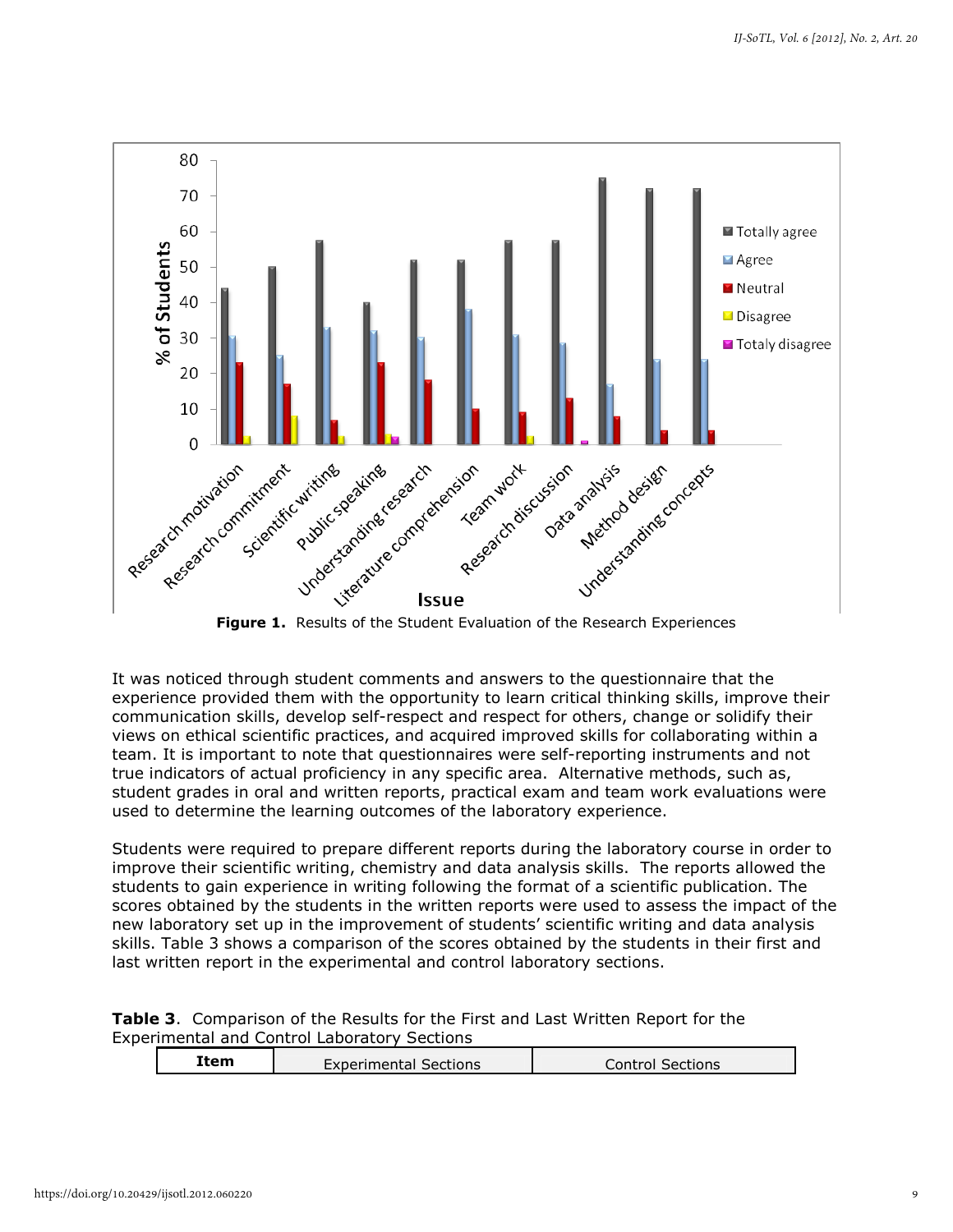Figure 1. Results of the Student Evaluation of the Research Experiences

It was noticed through student comments and answers to the questionnaire that the experience provided them with the opportunity to learn critical thinking skills, improve their communication skills, develop self-respect and respect for others, change or solidify their views on ethical scientific practices, and acquired improved skills for collaborating within a team. It is important to note that questionnaires were self-reporting instruments and not true indicators of actual proficiency in any specific area. Alternative methods, such as, student grades in oral and written reports, practical exam and team work evaluations were used to determine the learning outcomes of the laboratory experience.

Students were required to prepare different reports during the laboratory course in order to improve their scientific writing, chemistry and data analysis skills. The reports allowed the students to gain experience in writing following the format of a scientific publication. The scores obtained by the students in the written reports were used to assess the impact of the new laboratory set up in the improvement of students' scientific writing and data analysis skills. Table 3 shows a comparison of the scores obtained by the students in their first and last written report in the experimental and control laboratory sections.

**Table 3**. Comparison of the Results for the First and Last Written Report for the Experimental and Control Laboratory Sections

| **Item** | Experimental Sections | Control Sections |
|---|---|---|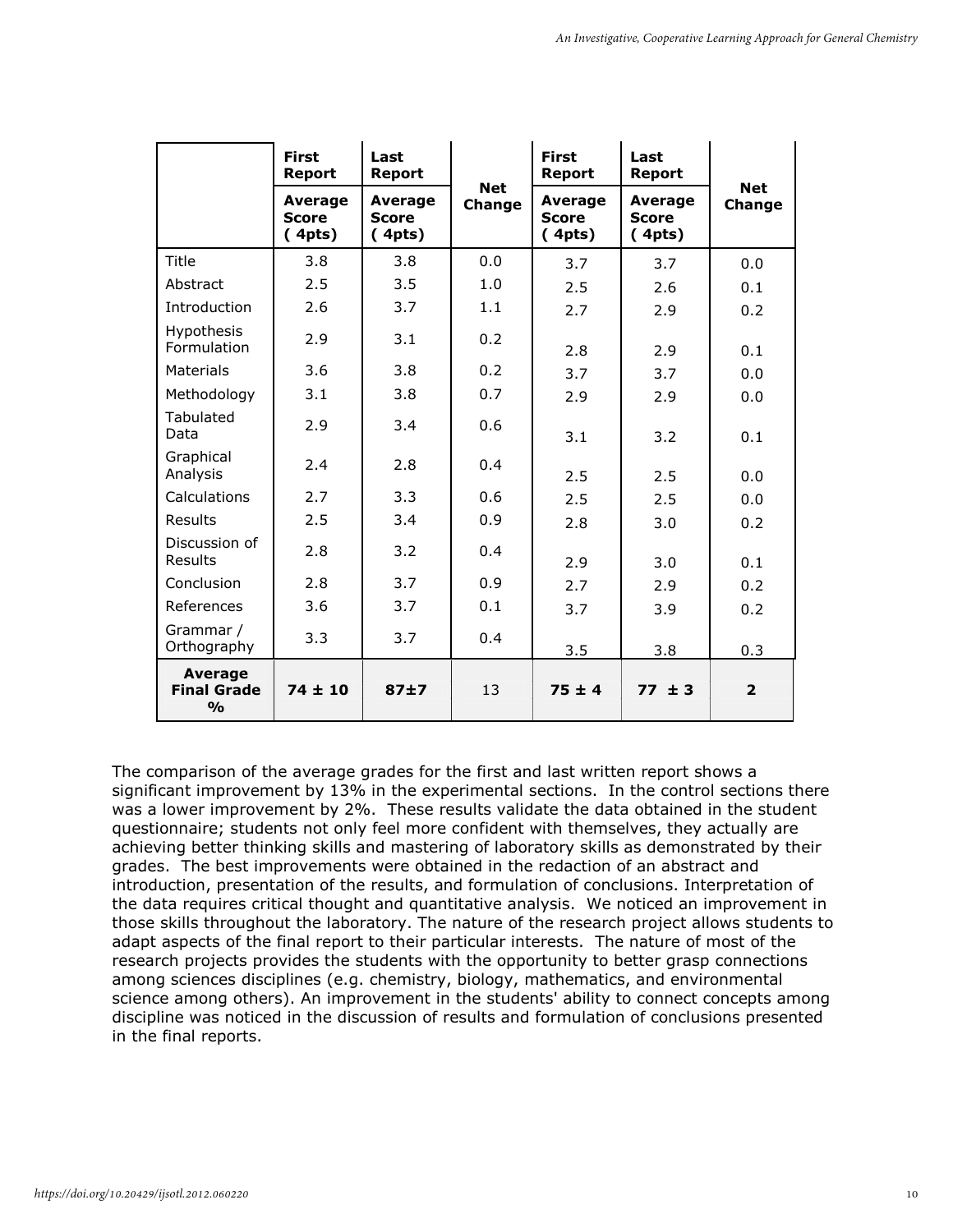| | First Report | Last Report | Net Change | First Report | Last Report | Net Change |
|---|---|---|---|---|---|---|
| | Average Score ( 4pts) | Average Score ( 4pts) | | Average Score ( 4pts) | Average Score ( 4pts) | |
| Title | 3.8 | 3.8 | 0.0 | 3.7 | 3.7 | 0.0 |
| Abstract | 2.5 | 3.5 | 1.0 | 2.5 | 2.6 | 0.1 |
| Introduction | 2.6 | 3.7 | 1.1 | 2.7 | 2.9 | 0.2 |
| Hypothesis Formulation | 2.9 | 3.1 | 0.2 | 2.8 | 2.9 | 0.1 |
| Materials | 3.6 | 3.8 | 0.2 | 3.7 | 3.7 | 0.0 |
| Methodology | 3.1 | 3.8 | 0.7 | 2.9 | 2.9 | 0.0 |
| Tabulated Data | 2.9 | 3.4 | 0.6 | 3.1 | 3.2 | 0.1 |
| Graphical Analysis | 2.4 | 2.8 | 0.4 | 2.5 | 2.5 | 0.0 |
| Calculations | 2.7 | 3.3 | 0.6 | 2.5 | 2.5 | 0.0 |
| Results | 2.5 | 3.4 | 0.9 | 2.8 | 3.0 | 0.2 |
| Discussion of Results | 2.8 | 3.2 | 0.4 | 2.9 | 3.0 | 0.1 |
| Conclusion | 2.8 | 3.7 | 0.9 | 2.7 | 2.9 | 0.2 |
| References | 3.6 | 3.7 | 0.1 | 3.7 | 3.9 | 0.2 |
| Grammar / Orthography | 3.3 | 3.7 | 0.4 | 3.5 | 3.8 | 0.3 |
| **Average Final Grade %** | **74 ± 10** | **87±7** | 13 | **75 ± 4** | **77 ± 3** | **2** |

The comparison of the average grades for the first and last written report shows a significant improvement by 13% in the experimental sections. In the control sections there was a lower improvement by 2%. These results validate the data obtained in the student questionnaire; students not only feel more confident with themselves, they actually are achieving better thinking skills and mastering of laboratory skills as demonstrated by their grades. The best improvements were obtained in the redaction of an abstract and introduction, presentation of the results, and formulation of conclusions. Interpretation of the data requires critical thought and quantitative analysis. We noticed an improvement in those skills throughout the laboratory. The nature of the research project allows students to adapt aspects of the final report to their particular interests. The nature of most of the research projects provides the students with the opportunity to better grasp connections among sciences disciplines (e.g. chemistry, biology, mathematics, and environmental science among others). An improvement in the students' ability to connect concepts among discipline was noticed in the discussion of results and formulation of conclusions presented in the final reports.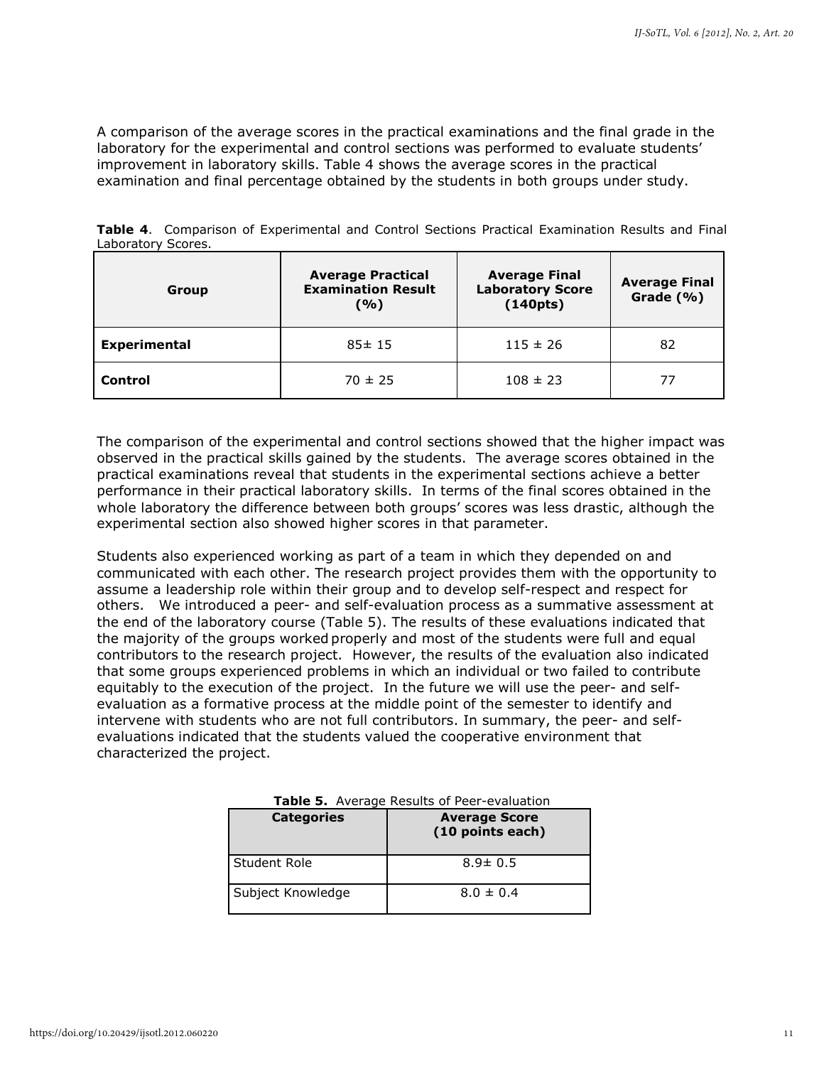A comparison of the average scores in the practical examinations and the final grade in the laboratory for the experimental and control sections was performed to evaluate students' improvement in laboratory skills. Table 4 shows the average scores in the practical examination and final percentage obtained by the students in both groups under study.

**Table 4**. Comparison of Experimental and Control Sections Practical Examination Results and Final Laboratory Scores.

| Group | Average Practical Examination Result (%) | Average Final Laboratory Score (140pts) | Average Final Grade (%) |
|---|---|---|---|
| **Experimental** | 85± 15 | 115 ± 26 | 82 |
| **Control** | 70 ± 25 | 108 ± 23 | 77 |

The comparison of the experimental and control sections showed that the higher impact was observed in the practical skills gained by the students. The average scores obtained in the practical examinations reveal that students in the experimental sections achieve a better performance in their practical laboratory skills. In terms of the final scores obtained in the whole laboratory the difference between both groups' scores was less drastic, although the experimental section also showed higher scores in that parameter.

Students also experienced working as part of a team in which they depended on and communicated with each other. The research project provides them with the opportunity to assume a leadership role within their group and to develop self-respect and respect for others. We introduced a peer- and self-evaluation process as a summative assessment at the end of the laboratory course (Table 5). The results of these evaluations indicated that the majority of the groups worked properly and most of the students were full and equal contributors to the research project. However, the results of the evaluation also indicated that some groups experienced problems in which an individual or two failed to contribute equitably to the execution of the project. In the future we will use the peer- and self-evaluation as a formative process at the middle point of the semester to identify and intervene with students who are not full contributors. In summary, the peer- and self-evaluations indicated that the students valued the cooperative environment that characterized the project.

**Table 5.** Average Results of Peer-evaluation

| Categories | Average Score (10 points each) |
|---|---|
| Student Role | 8.9± 0.5 |
| Subject Knowledge | 8.0 ± 0.4 |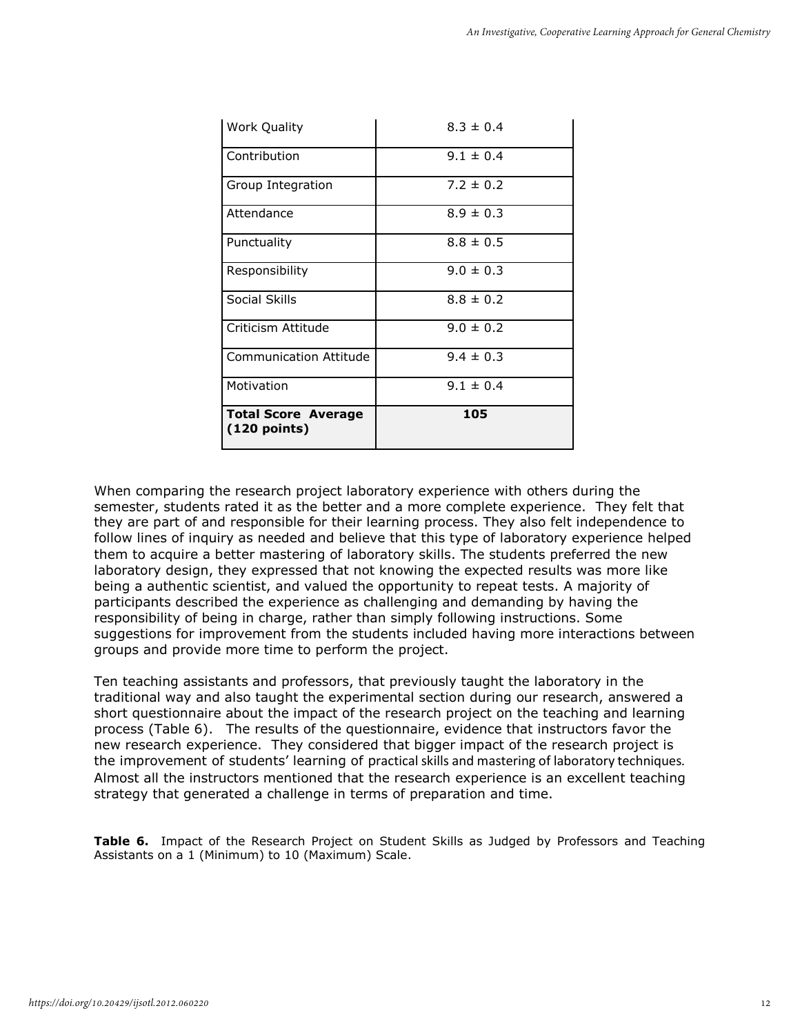| Work Quality | 8.3 ± 0.4 |
|---|---|
| Contribution | 9.1 ± 0.4 |
| Group Integration | 7.2 ± 0.2 |
| Attendance | 8.9 ± 0.3 |
| Punctuality | 8.8 ± 0.5 |
| Responsibility | 9.0 ± 0.3 |
| Social Skills | 8.8 ± 0.2 |
| Criticism Attitude | 9.0 ± 0.2 |
| Communication Attitude | 9.4 ± 0.3 |
| Motivation | 9.1 ± 0.4 |
| **Total Score Average (120 points)** | **105** |

When comparing the research project laboratory experience with others during the semester, students rated it as the better and a more complete experience. They felt that they are part of and responsible for their learning process. They also felt independence to follow lines of inquiry as needed and believe that this type of laboratory experience helped them to acquire a better mastering of laboratory skills. The students preferred the new laboratory design, they expressed that not knowing the expected results was more like being a authentic scientist, and valued the opportunity to repeat tests. A majority of participants described the experience as challenging and demanding by having the responsibility of being in charge, rather than simply following instructions. Some suggestions for improvement from the students included having more interactions between groups and provide more time to perform the project.

Ten teaching assistants and professors, that previously taught the laboratory in the traditional way and also taught the experimental section during our research, answered a short questionnaire about the impact of the research project on the teaching and learning process (Table 6). The results of the questionnaire, evidence that instructors favor the new research experience. They considered that bigger impact of the research project is the improvement of students' learning of practical skills and mastering of laboratory techniques. Almost all the instructors mentioned that the research experience is an excellent teaching strategy that generated a challenge in terms of preparation and time.

**Table 6.** Impact of the Research Project on Student Skills as Judged by Professors and Teaching Assistants on a 1 (Minimum) to 10 (Maximum) Scale.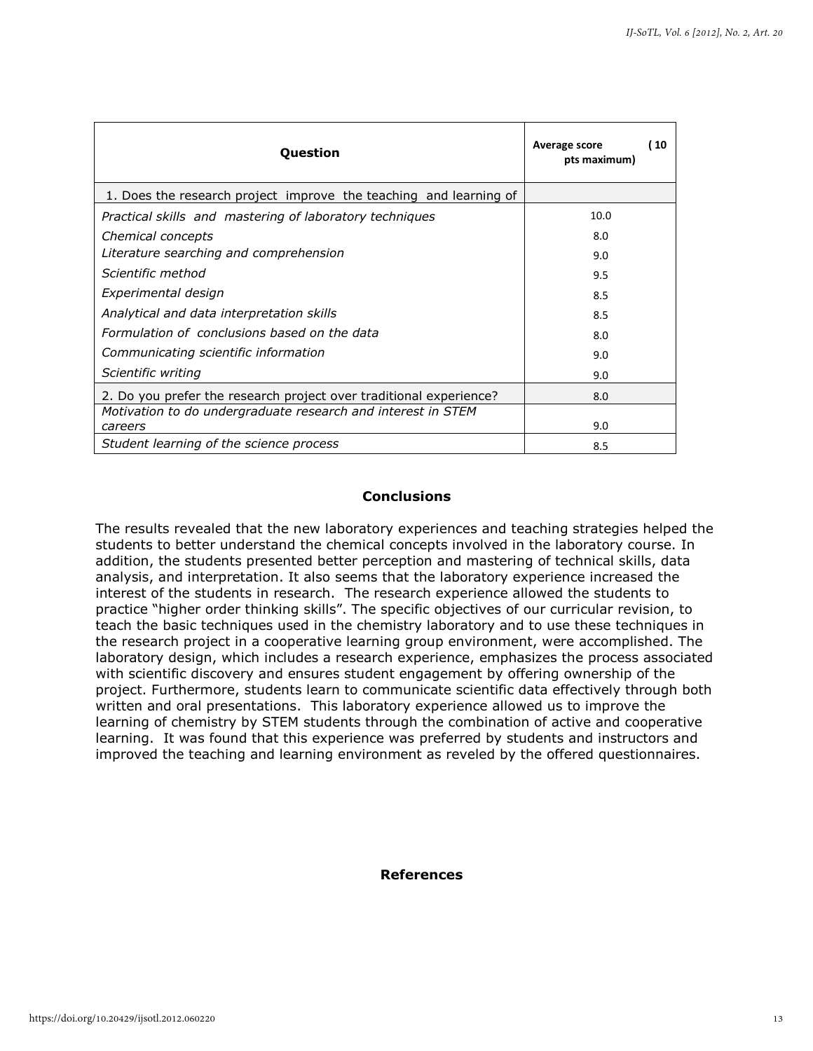| Question | Average score (10 pts maximum) |
|---|---|
| 1. Does the research project improve the teaching and learning of | |
| *Practical skills and mastering of laboratory techniques* | 10.0 |
| *Chemical concepts* | 8.0 |
| *Literature searching and comprehension* | 9.0 |
| *Scientific method* | 9.5 |
| *Experimental design* | 8.5 |
| *Analytical and data interpretation skills* | 8.5 |
| *Formulation of conclusions based on the data* | 8.0 |
| *Communicating scientific information* | 9.0 |
| *Scientific writing* | 9.0 |
| 2. Do you prefer the research project over traditional experience? | 8.0 |
| *Motivation to do undergraduate research and interest in STEM careers* | 9.0 |
| *Student learning of the science process* | 8.5 |

## Conclusions

The results revealed that the new laboratory experiences and teaching strategies helped the students to better understand the chemical concepts involved in the laboratory course. In addition, the students presented better perception and mastering of technical skills, data analysis, and interpretation. It also seems that the laboratory experience increased the interest of the students in research. The research experience allowed the students to practice "higher order thinking skills". The specific objectives of our curricular revision, to teach the basic techniques used in the chemistry laboratory and to use these techniques in the research project in a cooperative learning group environment, were accomplished. The laboratory design, which includes a research experience, emphasizes the process associated with scientific discovery and ensures student engagement by offering ownership of the project. Furthermore, students learn to communicate scientific data effectively through both written and oral presentations. This laboratory experience allowed us to improve the learning of chemistry by STEM students through the combination of active and cooperative learning. It was found that this experience was preferred by students and instructors and improved the teaching and learning environment as reveled by the offered questionnaires.

## References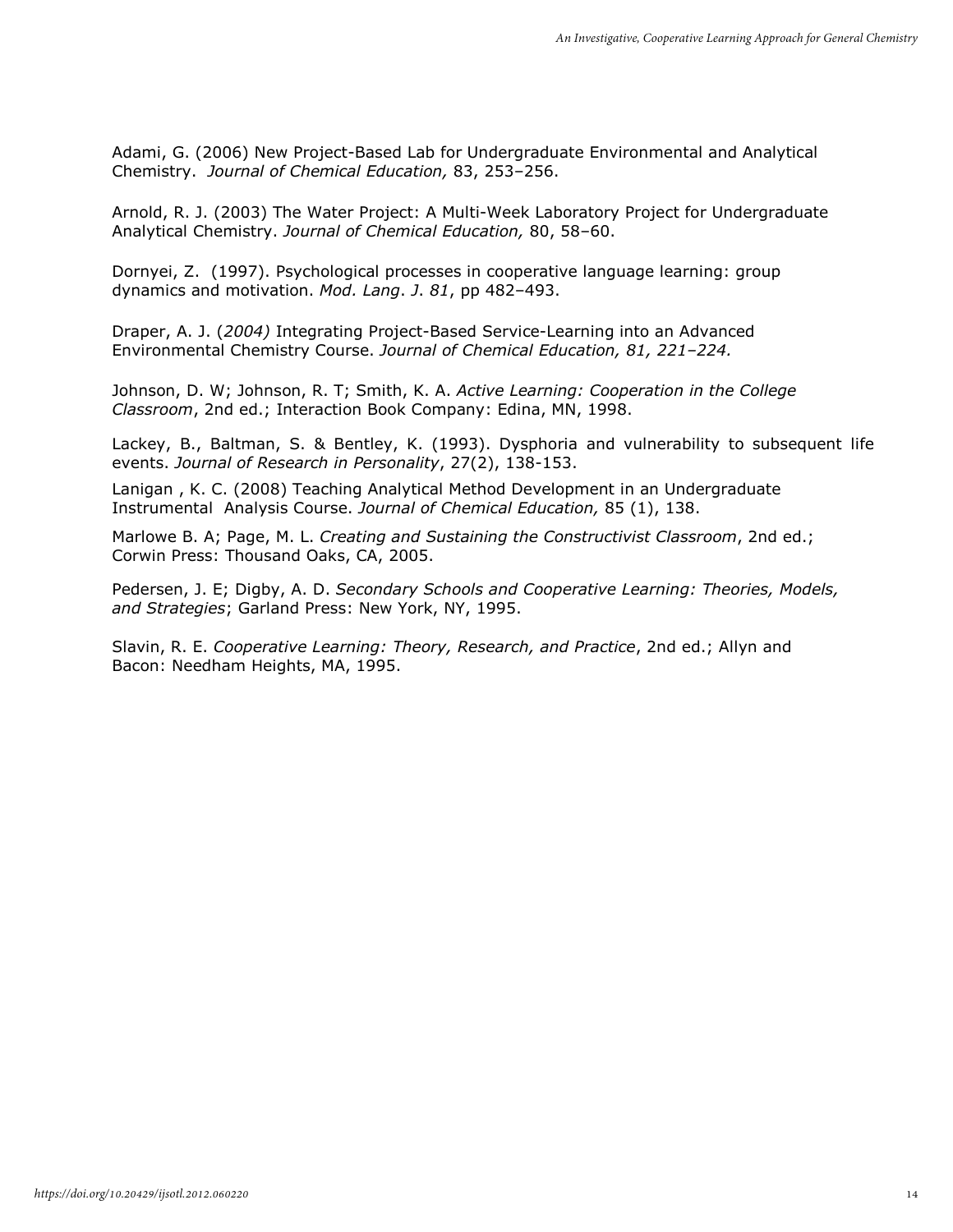Adami, G. (2006) New Project-Based Lab for Undergraduate Environmental and Analytical Chemistry. *Journal of Chemical Education,* 83, 253–256.

Arnold, R. J. (2003) The Water Project: A Multi-Week Laboratory Project for Undergraduate Analytical Chemistry. *Journal of Chemical Education,* 80, 58–60.

Dornyei, Z. (1997). Psychological processes in cooperative language learning: group dynamics and motivation. *Mod. Lang. J. 81*, pp 482–493.

Draper, A. J. (*2004)* Integrating Project-Based Service-Learning into an Advanced Environmental Chemistry Course. *Journal of Chemical Education, 81, 221–224.*

Johnson, D. W; Johnson, R. T; Smith, K. A. *Active Learning: Cooperation in the College Classroom*, 2nd ed.; Interaction Book Company: Edina, MN, 1998.

Lackey, B., Baltman, S. & Bentley, K. (1993). Dysphoria and vulnerability to subsequent life events. *Journal of Research in Personality*, 27(2), 138-153.

Lanigan , K. C. (2008) Teaching Analytical Method Development in an Undergraduate Instrumental Analysis Course. *Journal of Chemical Education,* 85 (1), 138.

Marlowe B. A; Page, M. L. *Creating and Sustaining the Constructivist Classroom*, 2nd ed.; Corwin Press: Thousand Oaks, CA, 2005.

Pedersen, J. E; Digby, A. D. *Secondary Schools and Cooperative Learning: Theories, Models, and Strategies*; Garland Press: New York, NY, 1995.

Slavin, R. E. *Cooperative Learning: Theory, Research, and Practice*, 2nd ed.; Allyn and Bacon: Needham Heights, MA, 1995.